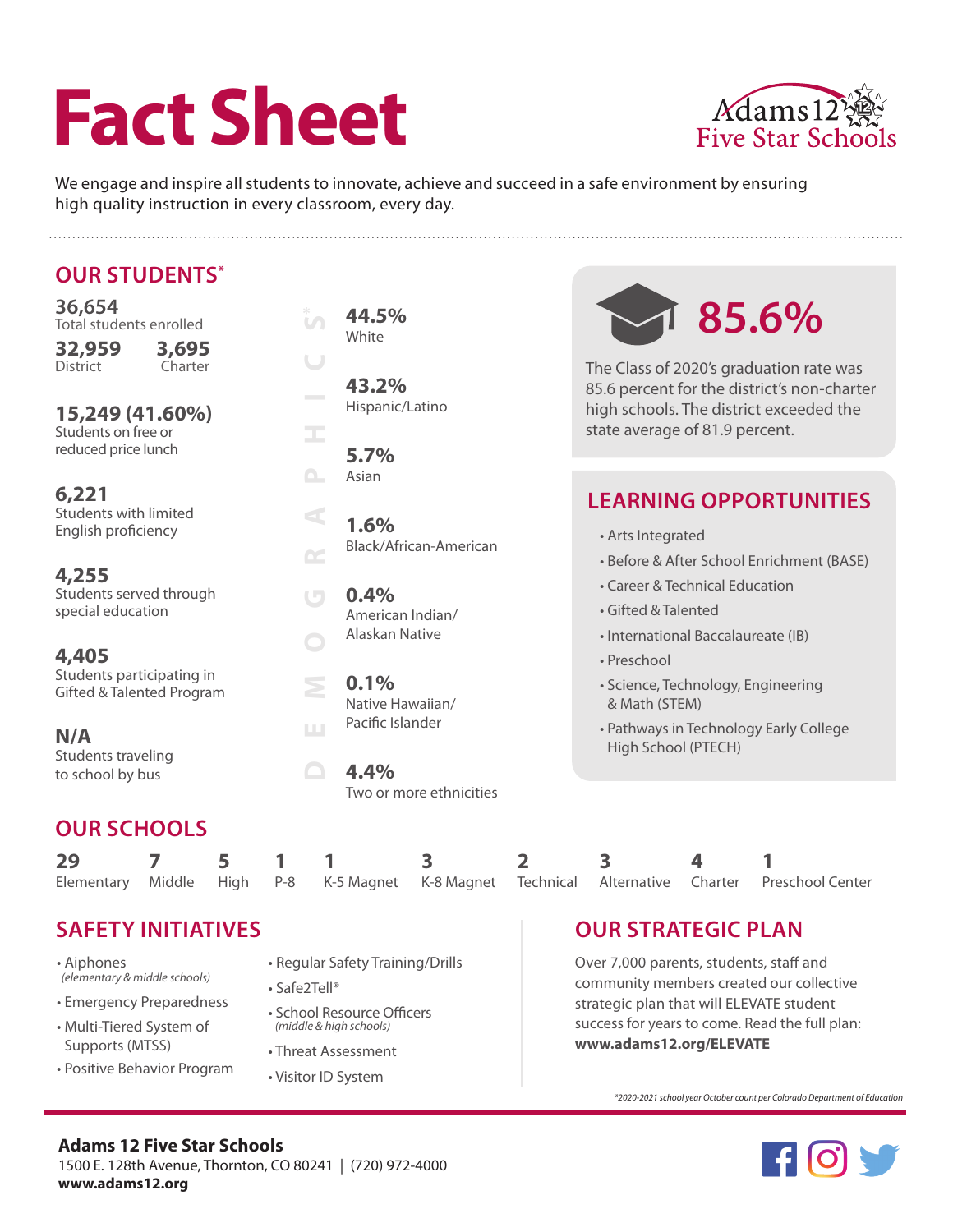# Fact Sheet

Adams 12 Five Star Schools

We engage and inspire all students to innovate, achieve and succeed in a safe environment by ensuring high quality instruction in every classroom, every day.

## OUR STUDENTS*

**36,654**
Total students enrolled

**32,959**
District

**3,695**
Charter

**15,249 (41.60%)**
Students on free or reduced price lunch

**6,221**
Students with limited English proficiency

**4,255**
Students served through special education

**4,405**
Students participating in Gifted & Talented Program

**N/A**
Students traveling to school by bus

### DEMOGRAPHICS*

**44.5%**
White

**43.2%**
Hispanic/Latino

**5.7%**
Asian

**1.6%**
Black/African-American

**0.4%**
American Indian/ Alaskan Native

**0.1%**
Native Hawaiian/ Pacific Islander

**4.4%**
Two or more ethnicities

**85.6%**

The Class of 2020's graduation rate was 85.6 percent for the district's non-charter high schools. The district exceeded the state average of 81.9 percent.

## LEARNING OPPORTUNITIES

- Arts Integrated
- Before & After School Enrichment (BASE)
- Career & Technical Education
- Gifted & Talented
- International Baccalaureate (IB)
- Preschool
- Science, Technology, Engineering & Math (STEM)
- Pathways in Technology Early College High School (PTECH)

## OUR SCHOOLS

| 29 | 7 | 5 | 1 | 1 | 3 | 2 | 3 | 4 | 1 |
|---|---|---|---|---|---|---|---|---|---|
| Elementary | Middle | High | P-8 | K-5 Magnet | K-8 Magnet | Technical | Alternative | Charter | Preschool Center |

## SAFETY INITIATIVES

- Aiphones *(elementary & middle schools)*
- Emergency Preparedness
- Multi-Tiered System of Supports (MTSS)
- Positive Behavior Program
- Regular Safety Training/Drills
- Safe2Tell®
- School Resource Officers *(middle & high schools)*
- Threat Assessment
- Visitor ID System

## OUR STRATEGIC PLAN

Over 7,000 parents, students, staff and community members created our collective strategic plan that will ELEVATE student success for years to come. Read the full plan: **www.adams12.org/ELEVATE**

*\*2020-2021 school year October count per Colorado Department of Education*

**Adams 12 Five Star Schools**
1500 E. 128th Avenue, Thornton, CO 80241 | (720) 972-4000
**www.adams12.org**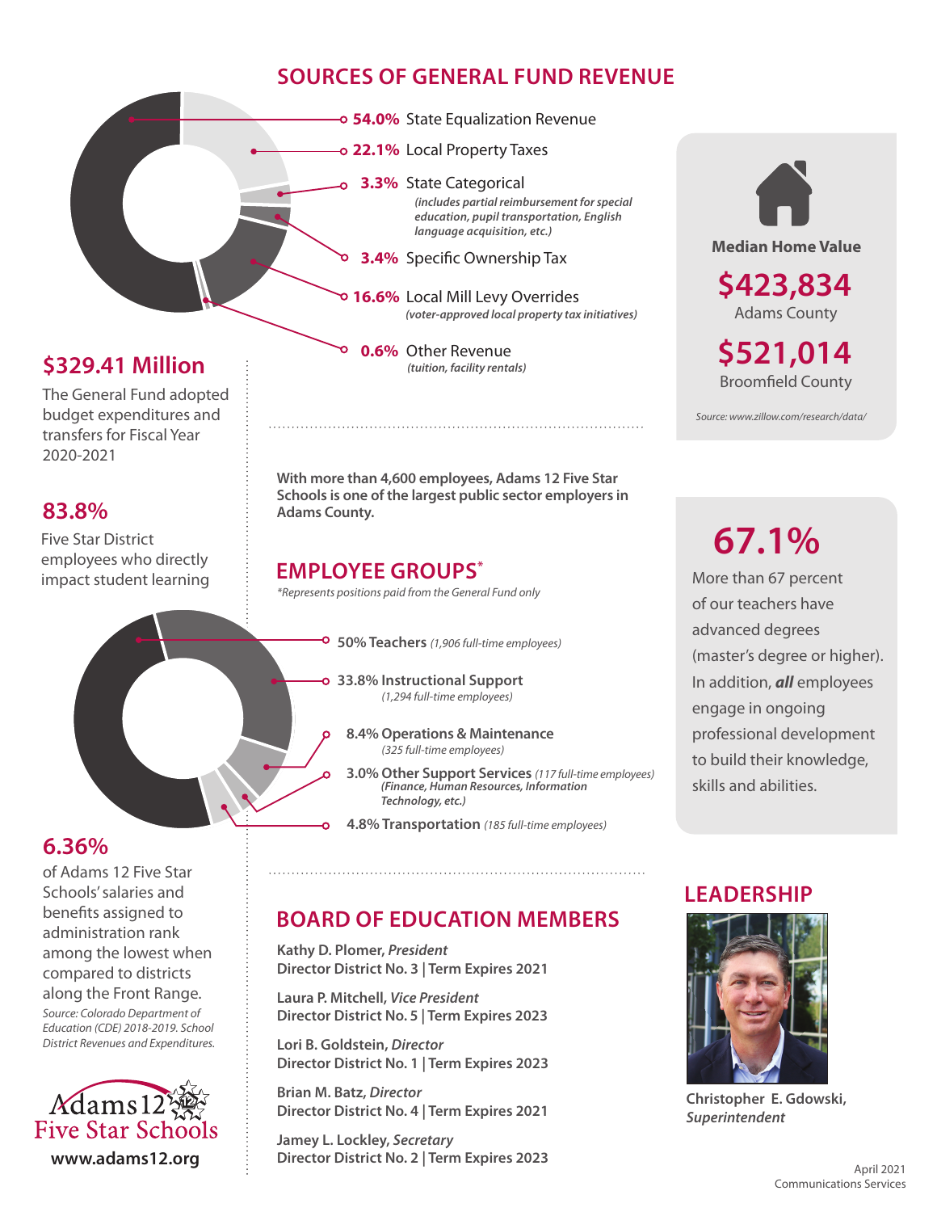## SOURCES OF GENERAL FUND REVENUE

54.0% State Equalization Revenue

22.1% Local Property Taxes

3.3% State Categorical
*(includes partial reimbursement for special education, pupil transportation, English language acquisition, etc.)*

3.4% Specific Ownership Tax

16.6% Local Mill Levy Overrides
*(voter-approved local property tax initiatives)*

0.6% Other Revenue
*(tuition, facility rentals)*

**Median Home Value**

**$423,834**
Adams County

**$521,014**
Broomfield County

*Source: www.zillow.com/research/data/*

## $329.41 Million

The General Fund adopted budget expenditures and transfers for Fiscal Year 2020-2021

## 83.8%

Five Star District employees who directly impact student learning

**With more than 4,600 employees, Adams 12 Five Star Schools is one of the largest public sector employers in Adams County.**

## EMPLOYEE GROUPS*

*\*Represents positions paid from the General Fund only*

**50% Teachers** *(1,906 full-time employees)*

**33.8% Instructional Support** *(1,294 full-time employees)*

**8.4% Operations & Maintenance** *(325 full-time employees)*

**3.0% Other Support Services** *(117 full-time employees)* ***(Finance, Human Resources, Information Technology, etc.)***

**4.8% Transportation** *(185 full-time employees)*

## 67.1%

More than 67 percent of our teachers have advanced degrees (master's degree or higher). In addition, ***all*** employees engage in ongoing professional development to build their knowledge, skills and abilities.

## 6.36%

of Adams 12 Five Star Schools' salaries and benefits assigned to administration rank among the lowest when compared to districts along the Front Range.

*Source: Colorado Department of Education (CDE) 2018-2019. School District Revenues and Expenditures.*

## BOARD OF EDUCATION MEMBERS

**Kathy D. Plomer, *President***
**Director District No. 3 | Term Expires 2021**

**Laura P. Mitchell, *Vice President***
**Director District No. 5 | Term Expires 2023**

**Lori B. Goldstein, *Director***
**Director District No. 1 | Term Expires 2023**

**Brian M. Batz, *Director***
**Director District No. 4 | Term Expires 2021**

**Jamey L. Lockley, *Secretary***
**Director District No. 2 | Term Expires 2023**

## LEADERSHIP

**Christopher E. Gdowski, *Superintendent***

Adams 12 Five Star Schools
**www.adams12.org**

April 2021
Communications Services